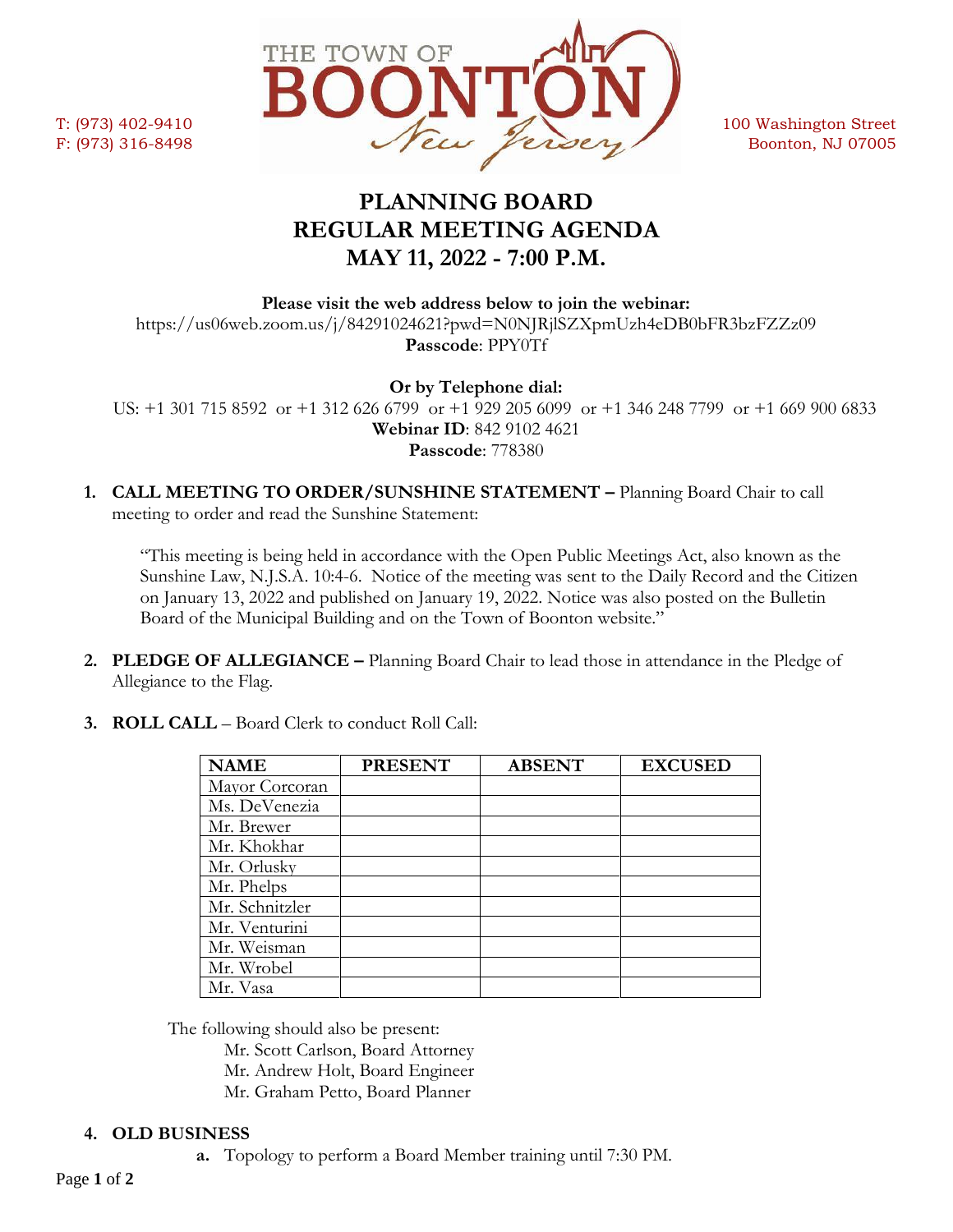T: (973) 402-9410
F: (973) 316-8498

THE TOWN OF BOONTON New Jersey

100 Washington Street
Boonton, NJ 07005

# PLANNING BOARD
# REGULAR MEETING AGENDA
# MAY 11, 2022 - 7:00 P.M.

**Please visit the web address below to join the webinar:**
https://us06web.zoom.us/j/84291024621?pwd=N0NJRjlSZXpmUzh4eDB0bFR3bzFZZz09
**Passcode**: PPY0Tf

**Or by Telephone dial:**
US: +1 301 715 8592 or +1 312 626 6799 or +1 929 205 6099 or +1 346 248 7799 or +1 669 900 6833
**Webinar ID**: 842 9102 4621
**Passcode**: 778380

1. **CALL MEETING TO ORDER/SUNSHINE STATEMENT –** Planning Board Chair to call meeting to order and read the Sunshine Statement:

   "This meeting is being held in accordance with the Open Public Meetings Act, also known as the Sunshine Law, N.J.S.A. 10:4-6. Notice of the meeting was sent to the Daily Record and the Citizen on January 13, 2022 and published on January 19, 2022. Notice was also posted on the Bulletin Board of the Municipal Building and on the Town of Boonton website."

2. **PLEDGE OF ALLEGIANCE –** Planning Board Chair to lead those in attendance in the Pledge of Allegiance to the Flag.

3. **ROLL CALL** – Board Clerk to conduct Roll Call:

| NAME | PRESENT | ABSENT | EXCUSED |
|---|---|---|---|
| Mayor Corcoran | | | |
| Ms. DeVenezia | | | |
| Mr. Brewer | | | |
| Mr. Khokhar | | | |
| Mr. Orlusky | | | |
| Mr. Phelps | | | |
| Mr. Schnitzler | | | |
| Mr. Venturini | | | |
| Mr. Weisman | | | |
| Mr. Wrobel | | | |
| Mr. Vasa | | | |

The following should also be present:
- Mr. Scott Carlson, Board Attorney
- Mr. Andrew Holt, Board Engineer
- Mr. Graham Petto, Board Planner

4. **OLD BUSINESS**
   a. Topology to perform a Board Member training until 7:30 PM.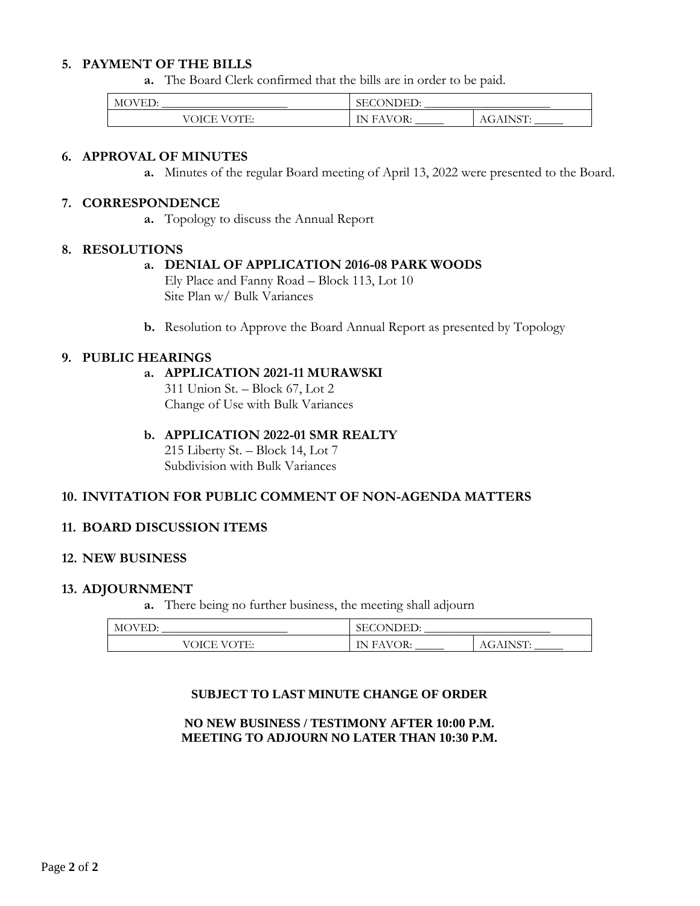## 5. PAYMENT OF THE BILLS

**a.** The Board Clerk confirmed that the bills are in order to be paid.

| | | |
|---|---|---|
| MOVED: ____________________ | SECONDED: ____________________ | |
| VOICE VOTE: | IN FAVOR: _____ | AGAINST: _____ |

## 6. APPROVAL OF MINUTES

**a.** Minutes of the regular Board meeting of April 13, 2022 were presented to the Board.

## 7. CORRESPONDENCE

**a.** Topology to discuss the Annual Report

## 8. RESOLUTIONS

**a. DENIAL OF APPLICATION 2016-08 PARK WOODS**
Ely Place and Fanny Road – Block 113, Lot 10
Site Plan w/ Bulk Variances

**b.** Resolution to Approve the Board Annual Report as presented by Topology

## 9. PUBLIC HEARINGS

**a. APPLICATION 2021-11 MURAWSKI**
311 Union St. – Block 67, Lot 2
Change of Use with Bulk Variances

**b. APPLICATION 2022-01 SMR REALTY**
215 Liberty St. – Block 14, Lot 7
Subdivision with Bulk Variances

## 10. INVITATION FOR PUBLIC COMMENT OF NON-AGENDA MATTERS

## 11. BOARD DISCUSSION ITEMS

## 12. NEW BUSINESS

## 13. ADJOURNMENT

**a.** There being no further business, the meeting shall adjourn

| | | |
|---|---|---|
| MOVED: ____________________ | SECONDED: ____________________ | |
| VOICE VOTE: | IN FAVOR: _____ | AGAINST: _____ |

**SUBJECT TO LAST MINUTE CHANGE OF ORDER**

**NO NEW BUSINESS / TESTIMONY AFTER 10:00 P.M.**
**MEETING TO ADJOURN NO LATER THAN 10:30 P.M.**